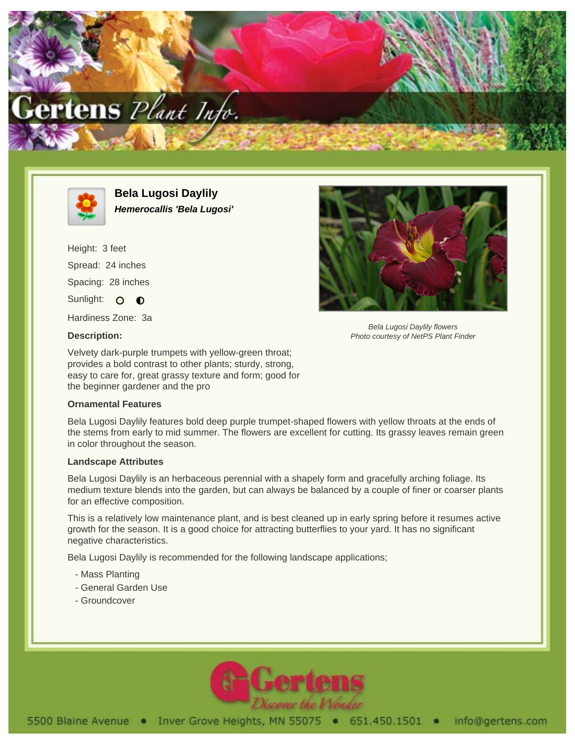# Bela Lugosi Daylily

***Hemerocallis 'Bela Lugosi'***

Height: 3 feet

Spread: 24 inches

Spacing: 28 inches

Sunlight: ○ ◐

Hardiness Zone: 3a

*Bela Lugosi Daylily flowers*
*Photo courtesy of NetPS Plant Finder*

**Description:**

Velvety dark-purple trumpets with yellow-green throat; provides a bold contrast to other plants; sturdy, strong, easy to care for, great grassy texture and form; good for the beginner gardener and the pro

**Ornamental Features**

Bela Lugosi Daylily features bold deep purple trumpet-shaped flowers with yellow throats at the ends of the stems from early to mid summer. The flowers are excellent for cutting. Its grassy leaves remain green in color throughout the season.

**Landscape Attributes**

Bela Lugosi Daylily is an herbaceous perennial with a shapely form and gracefully arching foliage. Its medium texture blends into the garden, but can always be balanced by a couple of finer or coarser plants for an effective composition.

This is a relatively low maintenance plant, and is best cleaned up in early spring before it resumes active growth for the season. It is a good choice for attracting butterflies to your yard. It has no significant negative characteristics.

Bela Lugosi Daylily is recommended for the following landscape applications;

- Mass Planting
- General Garden Use
- Groundcover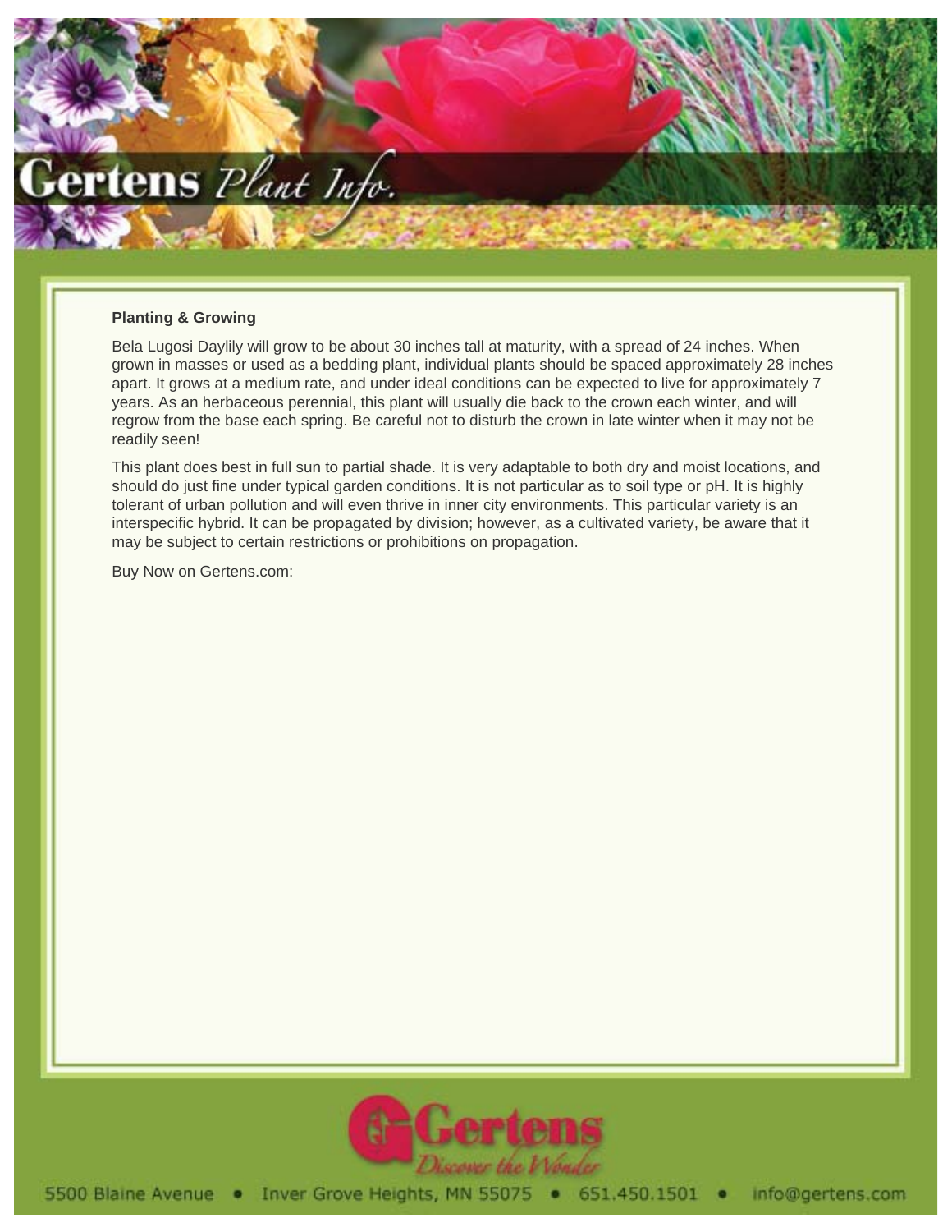### Planting & Growing

Bela Lugosi Daylily will grow to be about 30 inches tall at maturity, with a spread of 24 inches. When grown in masses or used as a bedding plant, individual plants should be spaced approximately 28 inches apart. It grows at a medium rate, and under ideal conditions can be expected to live for approximately 7 years. As an herbaceous perennial, this plant will usually die back to the crown each winter, and will regrow from the base each spring. Be careful not to disturb the crown in late winter when it may not be readily seen!

This plant does best in full sun to partial shade. It is very adaptable to both dry and moist locations, and should do just fine under typical garden conditions. It is not particular as to soil type or pH. It is highly tolerant of urban pollution and will even thrive in inner city environments. This particular variety is an interspecific hybrid. It can be propagated by division; however, as a cultivated variety, be aware that it may be subject to certain restrictions or prohibitions on propagation.

Buy Now on Gertens.com: